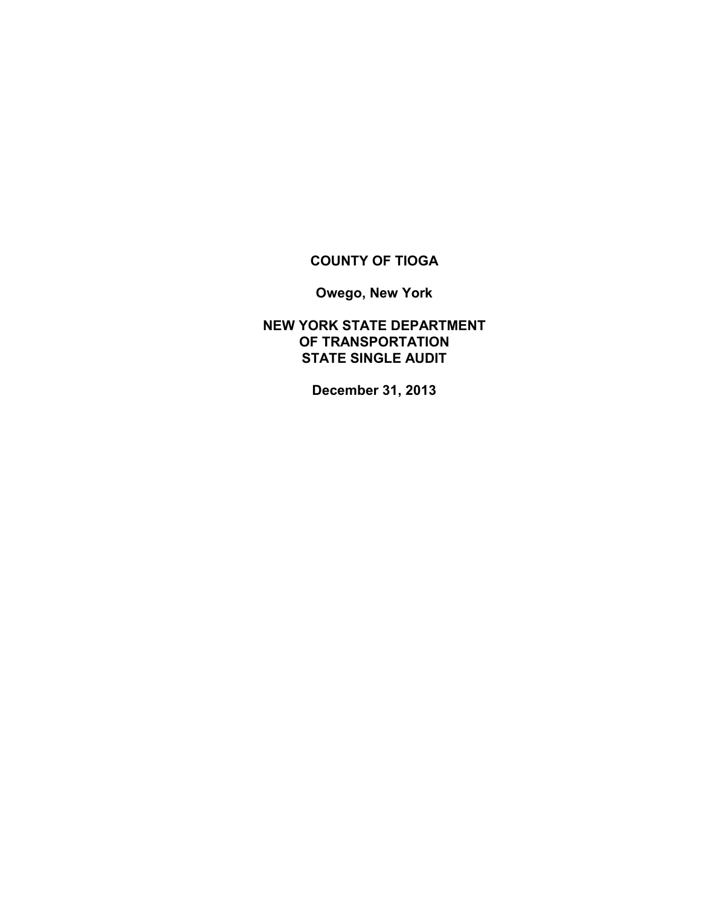# COUNTY OF TIOGA

**Owego, New York**

**NEW YORK STATE DEPARTMENT OF TRANSPORTATION STATE SINGLE AUDIT**

**December 31, 2013**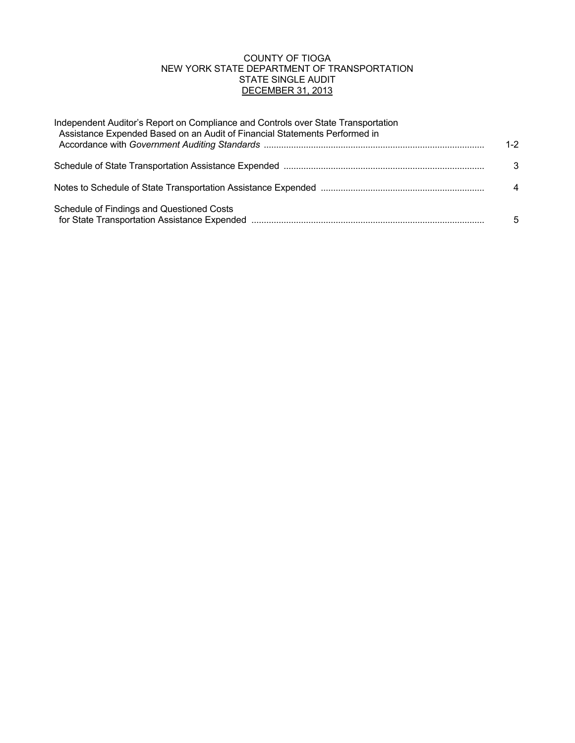COUNTY OF TIOGA
NEW YORK STATE DEPARTMENT OF TRANSPORTATION
STATE SINGLE AUDIT
DECEMBER 31, 2013

| | |
|---|---|
| Independent Auditor's Report on Compliance and Controls over State Transportation Assistance Expended Based on an Audit of Financial Statements Performed in Accordance with *Government Auditing Standards* | 1-2 |
| Schedule of State Transportation Assistance Expended | 3 |
| Notes to Schedule of State Transportation Assistance Expended | 4 |
| Schedule of Findings and Questioned Costs for State Transportation Assistance Expended | 5 |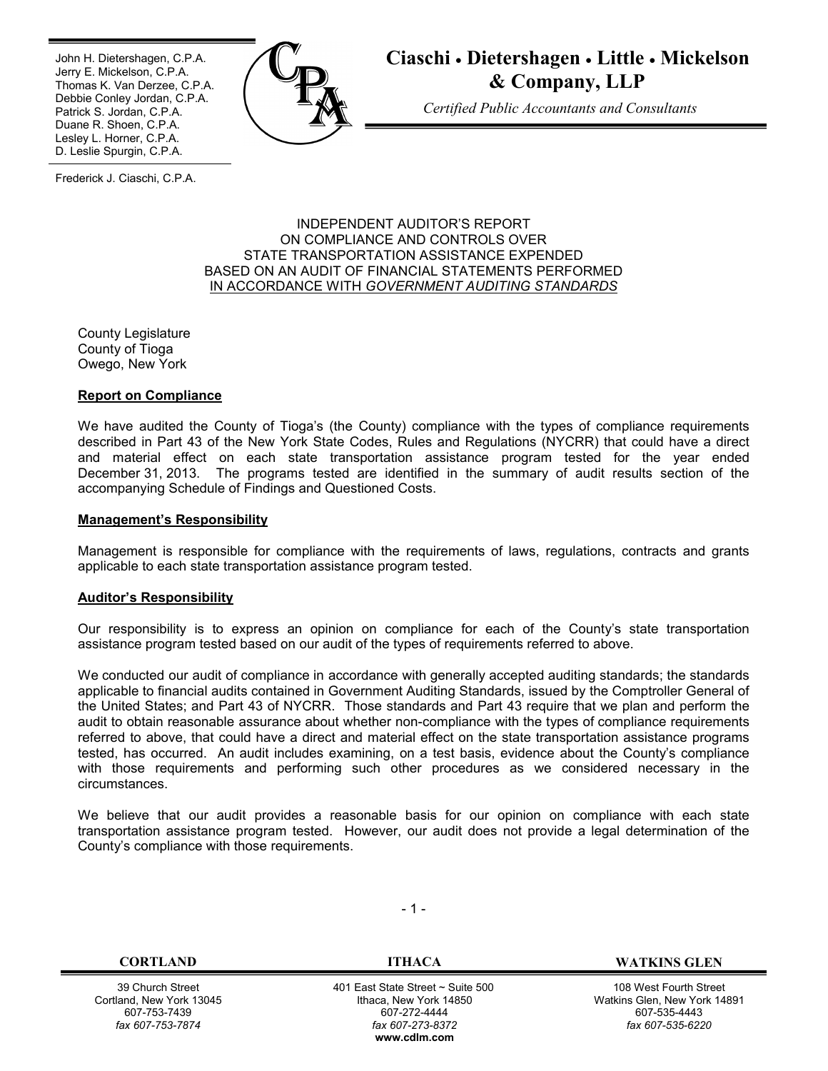John H. Dietershagen, C.P.A.
Jerry E. Mickelson, C.P.A.
Thomas K. Van Derzee, C.P.A.
Debbie Conley Jordan, C.P.A.
Patrick S. Jordan, C.P.A.
Duane R. Shoen, C.P.A.
Lesley L. Horner, C.P.A.
D. Leslie Spurgin, C.P.A.

Frederick J. Ciaschi, C.P.A.

**Ciaschi • Dietershagen • Little • Mickelson & Company, LLP**

*Certified Public Accountants and Consultants*

INDEPENDENT AUDITOR'S REPORT
ON COMPLIANCE AND CONTROLS OVER
STATE TRANSPORTATION ASSISTANCE EXPENDED
BASED ON AN AUDIT OF FINANCIAL STATEMENTS PERFORMED
IN ACCORDANCE WITH *GOVERNMENT AUDITING STANDARDS*

County Legislature
County of Tioga
Owego, New York

**Report on Compliance**

We have audited the County of Tioga's (the County) compliance with the types of compliance requirements described in Part 43 of the New York State Codes, Rules and Regulations (NYCRR) that could have a direct and material effect on each state transportation assistance program tested for the year ended December 31, 2013. The programs tested are identified in the summary of audit results section of the accompanying Schedule of Findings and Questioned Costs.

**Management's Responsibility**

Management is responsible for compliance with the requirements of laws, regulations, contracts and grants applicable to each state transportation assistance program tested.

**Auditor's Responsibility**

Our responsibility is to express an opinion on compliance for each of the County's state transportation assistance program tested based on our audit of the types of requirements referred to above.

We conducted our audit of compliance in accordance with generally accepted auditing standards; the standards applicable to financial audits contained in Government Auditing Standards, issued by the Comptroller General of the United States; and Part 43 of NYCRR. Those standards and Part 43 require that we plan and perform the audit to obtain reasonable assurance about whether non-compliance with the types of compliance requirements referred to above, that could have a direct and material effect on the state transportation assistance programs tested, has occurred. An audit includes examining, on a test basis, evidence about the County's compliance with those requirements and performing such other procedures as we considered necessary in the circumstances.

We believe that our audit provides a reasonable basis for our opinion on compliance with each state transportation assistance program tested. However, our audit does not provide a legal determination of the County's compliance with those requirements.

| CORTLAND | ITHACA | WATKINS GLEN |
|---|---|---|
| 39 Church Street<br>Cortland, New York 13045<br>607-753-7439<br>*fax 607-753-7874* | 401 East State Street ~ Suite 500<br>Ithaca, New York 14850<br>607-272-4444<br>*fax 607-273-8372*<br>**www.cdlm.com** | 108 West Fourth Street<br>Watkins Glen, New York 14891<br>607-535-4443<br>*fax 607-535-6220* |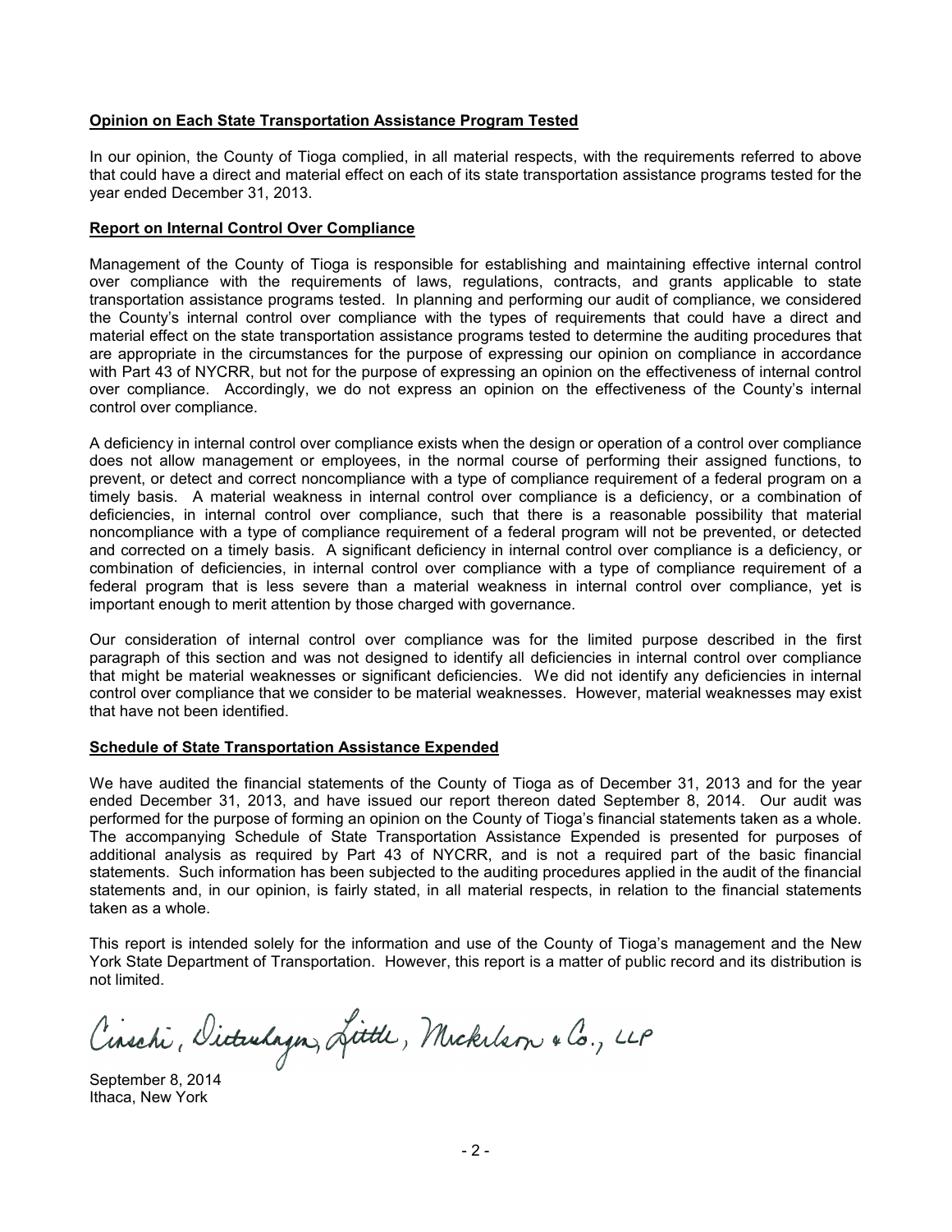**Opinion on Each State Transportation Assistance Program Tested**

In our opinion, the County of Tioga complied, in all material respects, with the requirements referred to above that could have a direct and material effect on each of its state transportation assistance programs tested for the year ended December 31, 2013.

**Report on Internal Control Over Compliance**

Management of the County of Tioga is responsible for establishing and maintaining effective internal control over compliance with the requirements of laws, regulations, contracts, and grants applicable to state transportation assistance programs tested. In planning and performing our audit of compliance, we considered the County's internal control over compliance with the types of requirements that could have a direct and material effect on the state transportation assistance programs tested to determine the auditing procedures that are appropriate in the circumstances for the purpose of expressing our opinion on compliance in accordance with Part 43 of NYCRR, but not for the purpose of expressing an opinion on the effectiveness of internal control over compliance. Accordingly, we do not express an opinion on the effectiveness of the County's internal control over compliance.

A deficiency in internal control over compliance exists when the design or operation of a control over compliance does not allow management or employees, in the normal course of performing their assigned functions, to prevent, or detect and correct noncompliance with a type of compliance requirement of a federal program on a timely basis. A material weakness in internal control over compliance is a deficiency, or a combination of deficiencies, in internal control over compliance, such that there is a reasonable possibility that material noncompliance with a type of compliance requirement of a federal program will not be prevented, or detected and corrected on a timely basis. A significant deficiency in internal control over compliance is a deficiency, or combination of deficiencies, in internal control over compliance with a type of compliance requirement of a federal program that is less severe than a material weakness in internal control over compliance, yet is important enough to merit attention by those charged with governance.

Our consideration of internal control over compliance was for the limited purpose described in the first paragraph of this section and was not designed to identify all deficiencies in internal control over compliance that might be material weaknesses or significant deficiencies. We did not identify any deficiencies in internal control over compliance that we consider to be material weaknesses. However, material weaknesses may exist that have not been identified.

**Schedule of State Transportation Assistance Expended**

We have audited the financial statements of the County of Tioga as of December 31, 2013 and for the year ended December 31, 2013, and have issued our report thereon dated September 8, 2014. Our audit was performed for the purpose of forming an opinion on the County of Tioga's financial statements taken as a whole. The accompanying Schedule of State Transportation Assistance Expended is presented for purposes of additional analysis as required by Part 43 of NYCRR, and is not a required part of the basic financial statements. Such information has been subjected to the auditing procedures applied in the audit of the financial statements and, in our opinion, is fairly stated, in all material respects, in relation to the financial statements taken as a whole.

This report is intended solely for the information and use of the County of Tioga's management and the New York State Department of Transportation. However, this report is a matter of public record and its distribution is not limited.

Ciaschi, Dietershagen, Little, Mickelson & Co., LLP

September 8, 2014
Ithaca, New York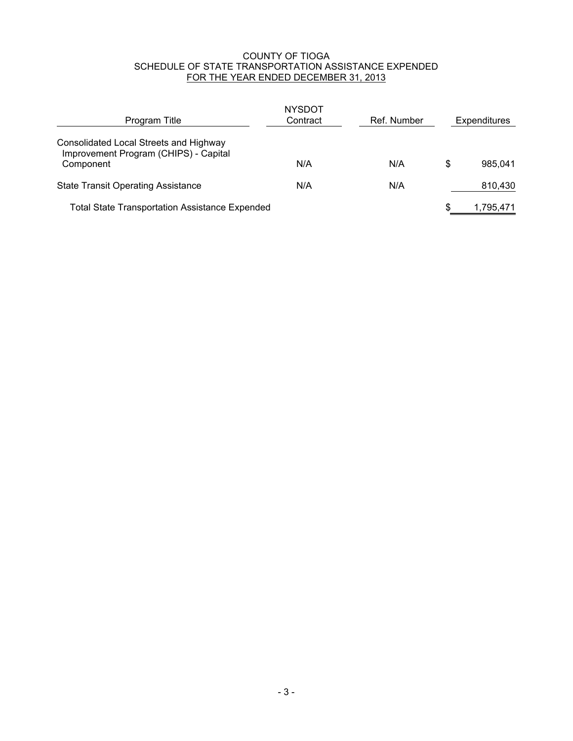# COUNTY OF TIOGA
## SCHEDULE OF STATE TRANSPORTATION ASSISTANCE EXPENDED
### FOR THE YEAR ENDED DECEMBER 31, 2013

| Program Title | NYSDOT Contract | Ref. Number | Expenditures |
|---|---|---|---|
| Consolidated Local Streets and Highway Improvement Program (CHIPS) - Capital Component | N/A | N/A | $ 985,041 |
| State Transit Operating Assistance | N/A | N/A | 810,430 |
| Total State Transportation Assistance Expended | | | $ 1,795,471 |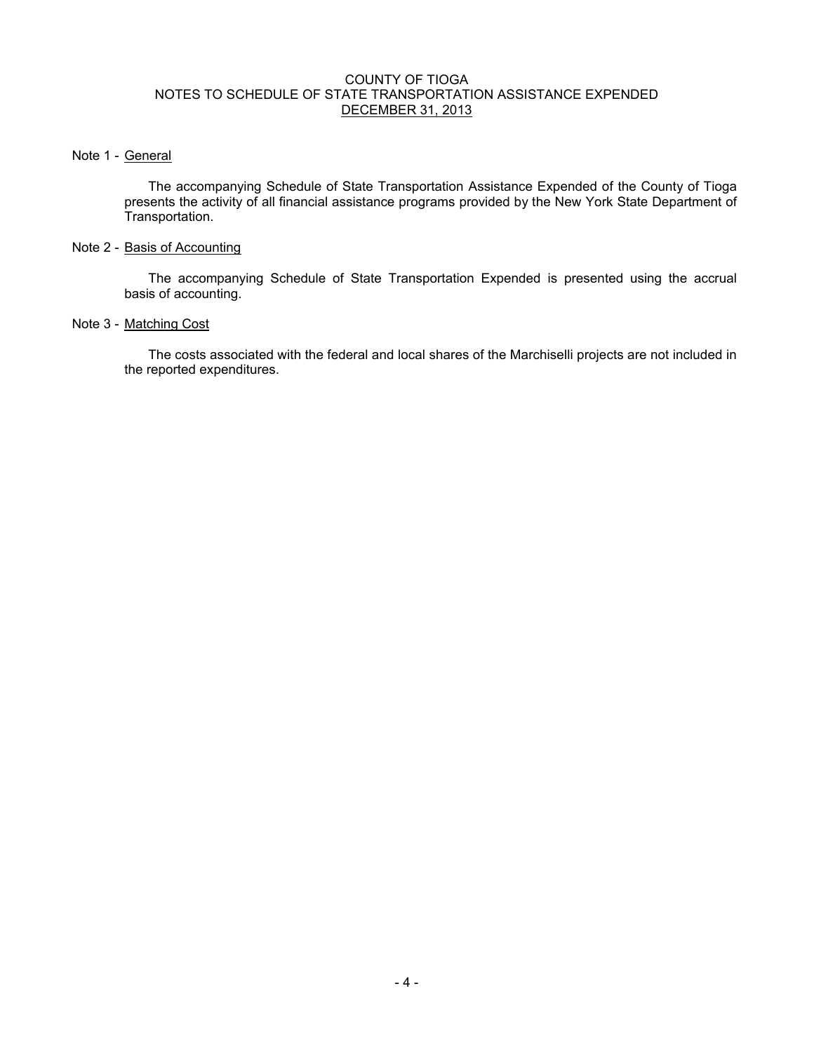# COUNTY OF TIOGA
## NOTES TO SCHEDULE OF STATE TRANSPORTATION ASSISTANCE EXPENDED
### DECEMBER 31, 2013

Note 1 - General

The accompanying Schedule of State Transportation Assistance Expended of the County of Tioga presents the activity of all financial assistance programs provided by the New York State Department of Transportation.

Note 2 - Basis of Accounting

The accompanying Schedule of State Transportation Expended is presented using the accrual basis of accounting.

Note 3 - Matching Cost

The costs associated with the federal and local shares of the Marchiselli projects are not included in the reported expenditures.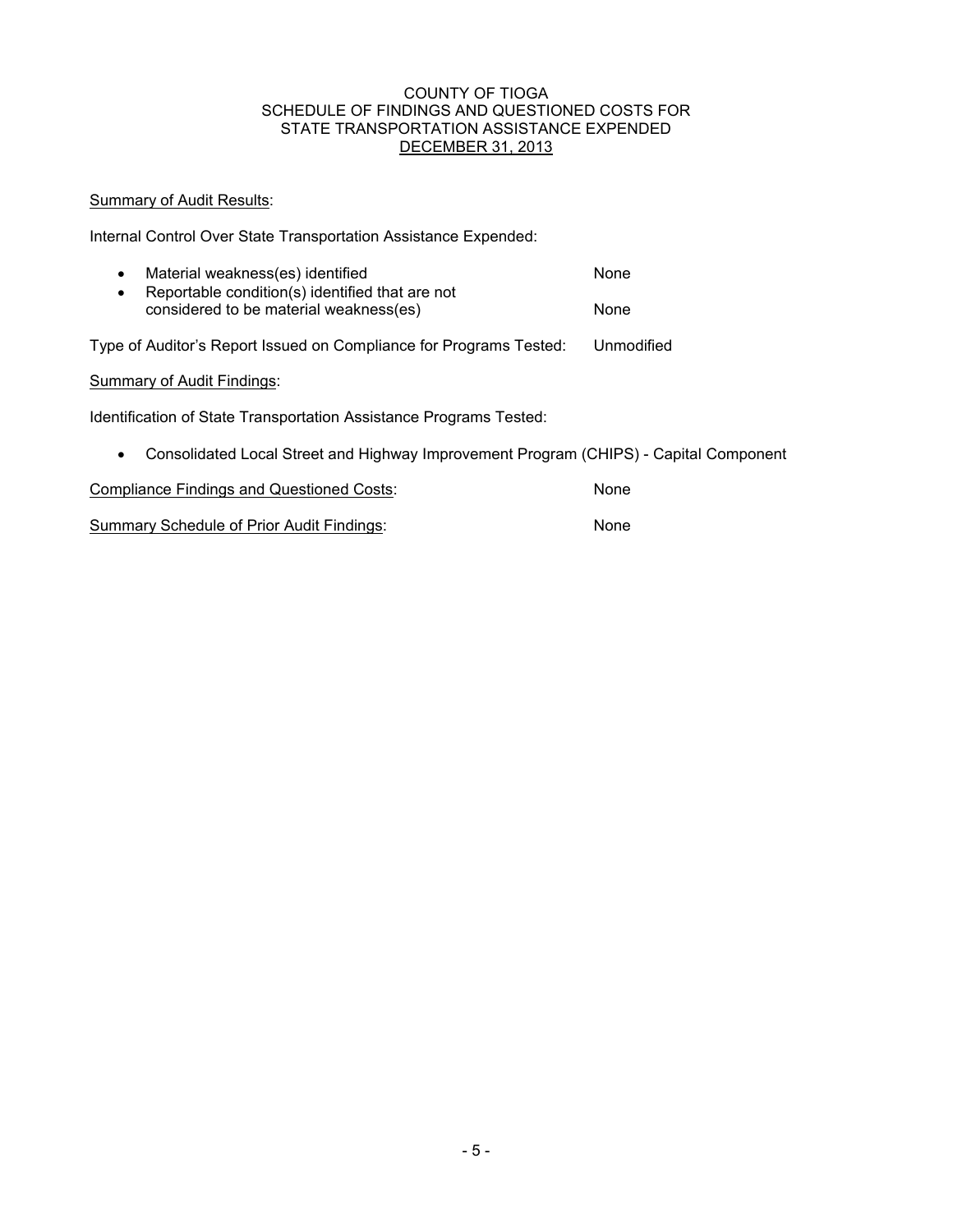# COUNTY OF TIOGA
## SCHEDULE OF FINDINGS AND QUESTIONED COSTS FOR STATE TRANSPORTATION ASSISTANCE EXPENDED
## DECEMBER 31, 2013

Summary of Audit Results:

Internal Control Over State Transportation Assistance Expended:

- Material weakness(es) identified — None
- Reportable condition(s) identified that are not considered to be material weakness(es) — None

Type of Auditor's Report Issued on Compliance for Programs Tested: Unmodified

Summary of Audit Findings:

Identification of State Transportation Assistance Programs Tested:

- Consolidated Local Street and Highway Improvement Program (CHIPS) - Capital Component

Compliance Findings and Questioned Costs: None

Summary Schedule of Prior Audit Findings: None